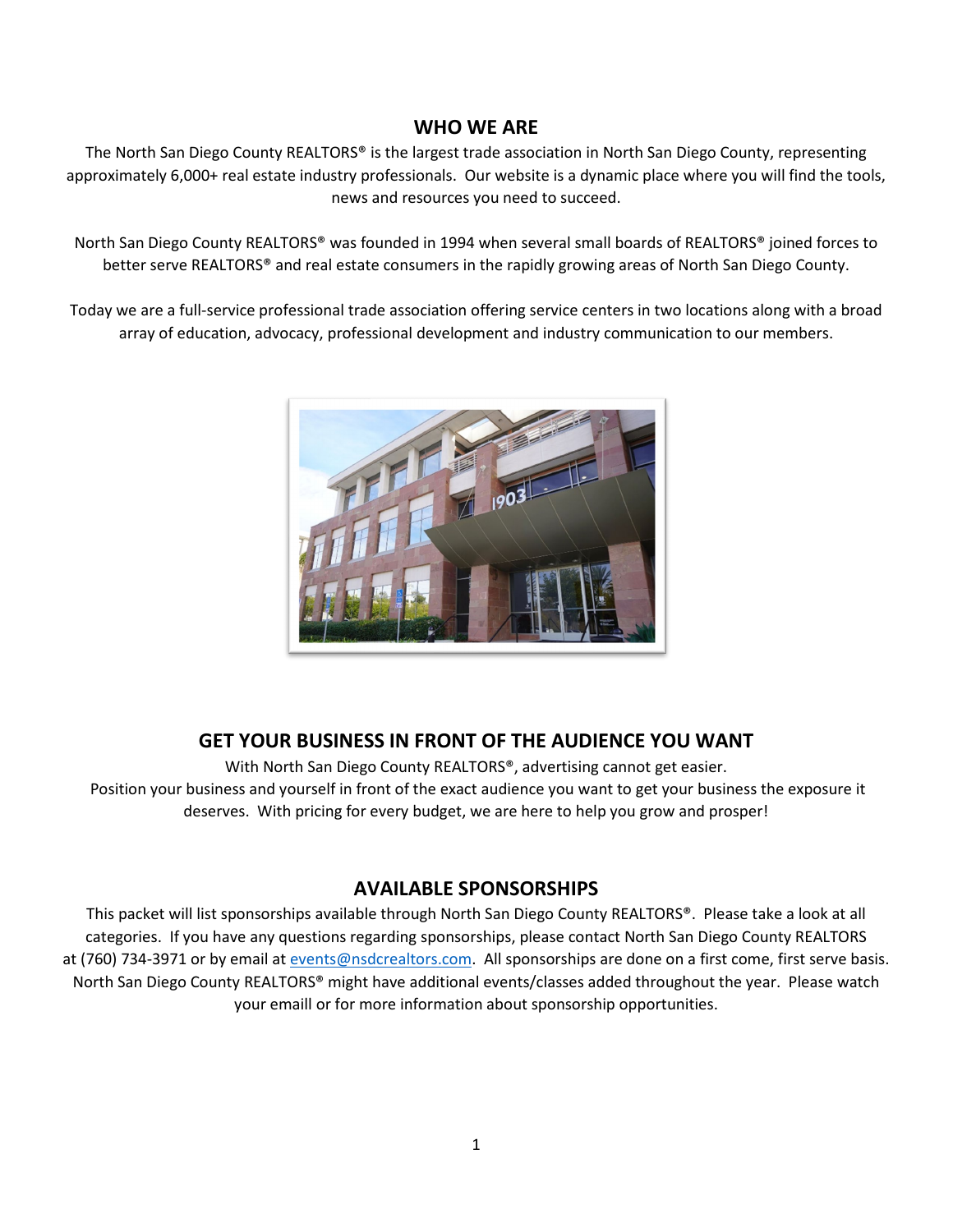## WHO WE ARE

The North San Diego County REALTORS® is the largest trade association in North San Diego County, representing approximately 6,000+ real estate industry professionals. Our website is a dynamic place where you will find the tools, news and resources you need to succeed.

North San Diego County REALTORS® was founded in 1994 when several small boards of REALTORS® joined forces to better serve REALTORS® and real estate consumers in the rapidly growing areas of North San Diego County.

Today we are a full-service professional trade association offering service centers in two locations along with a broad array of education, advocacy, professional development and industry communication to our members.

## GET YOUR BUSINESS IN FRONT OF THE AUDIENCE YOU WANT

With North San Diego County REALTORS®, advertising cannot get easier.
Position your business and yourself in front of the exact audience you want to get your business the exposure it deserves. With pricing for every budget, we are here to help you grow and prosper!

## AVAILABLE SPONSORSHIPS

This packet will list sponsorships available through North San Diego County REALTORS®. Please take a look at all categories. If you have any questions regarding sponsorships, please contact North San Diego County REALTORS at (760) 734-3971 or by email at events@nsdcrealtors.com. All sponsorships are done on a first come, first serve basis. North San Diego County REALTORS® might have additional events/classes added throughout the year. Please watch your emaill or for more information about sponsorship opportunities.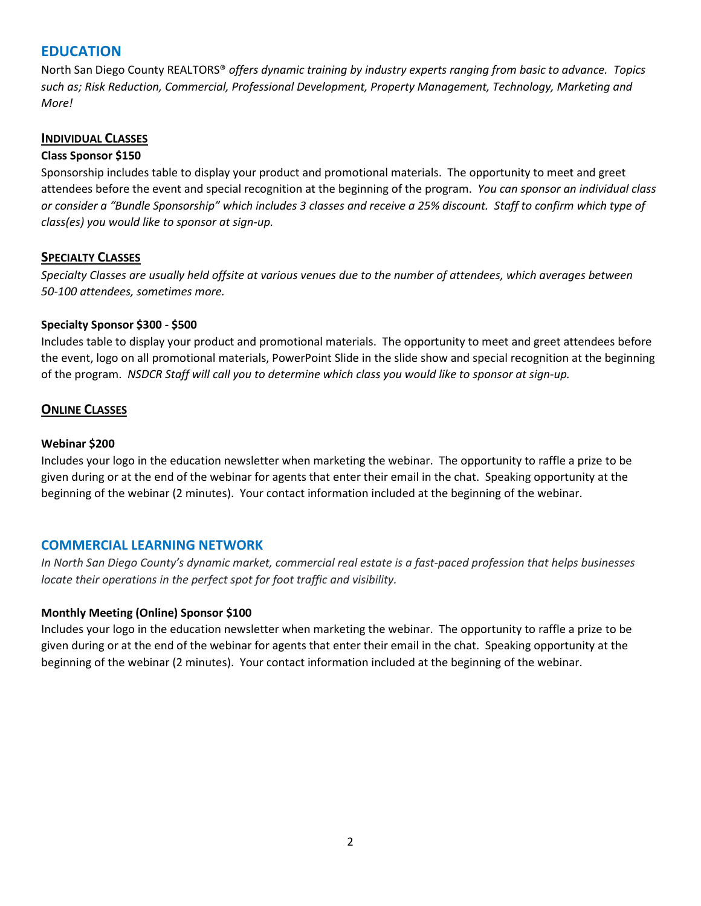## EDUCATION

North San Diego County REALTORS® *offers dynamic training by industry experts ranging from basic to advance. Topics such as; Risk Reduction, Commercial, Professional Development, Property Management, Technology, Marketing and More!*

### INDIVIDUAL CLASSES

**Class Sponsor $150**

Sponsorship includes table to display your product and promotional materials. The opportunity to meet and greet attendees before the event and special recognition at the beginning of the program. *You can sponsor an individual class or consider a "Bundle Sponsorship" which includes 3 classes and receive a 25% discount. Staff to confirm which type of class(es) you would like to sponsor at sign-up.*

### SPECIALTY CLASSES

*Specialty Classes are usually held offsite at various venues due to the number of attendees, which averages between 50-100 attendees, sometimes more.*

**Specialty Sponsor $300 - $500**

Includes table to display your product and promotional materials. The opportunity to meet and greet attendees before the event, logo on all promotional materials, PowerPoint Slide in the slide show and special recognition at the beginning of the program. *NSDCR Staff will call you to determine which class you would like to sponsor at sign-up.*

### ONLINE CLASSES

**Webinar $200**

Includes your logo in the education newsletter when marketing the webinar. The opportunity to raffle a prize to be given during or at the end of the webinar for agents that enter their email in the chat. Speaking opportunity at the beginning of the webinar (2 minutes). Your contact information included at the beginning of the webinar.

## COMMERCIAL LEARNING NETWORK

*In North San Diego County's dynamic market, commercial real estate is a fast-paced profession that helps businesses locate their operations in the perfect spot for foot traffic and visibility.*

**Monthly Meeting (Online) Sponsor $100**

Includes your logo in the education newsletter when marketing the webinar. The opportunity to raffle a prize to be given during or at the end of the webinar for agents that enter their email in the chat. Speaking opportunity at the beginning of the webinar (2 minutes). Your contact information included at the beginning of the webinar.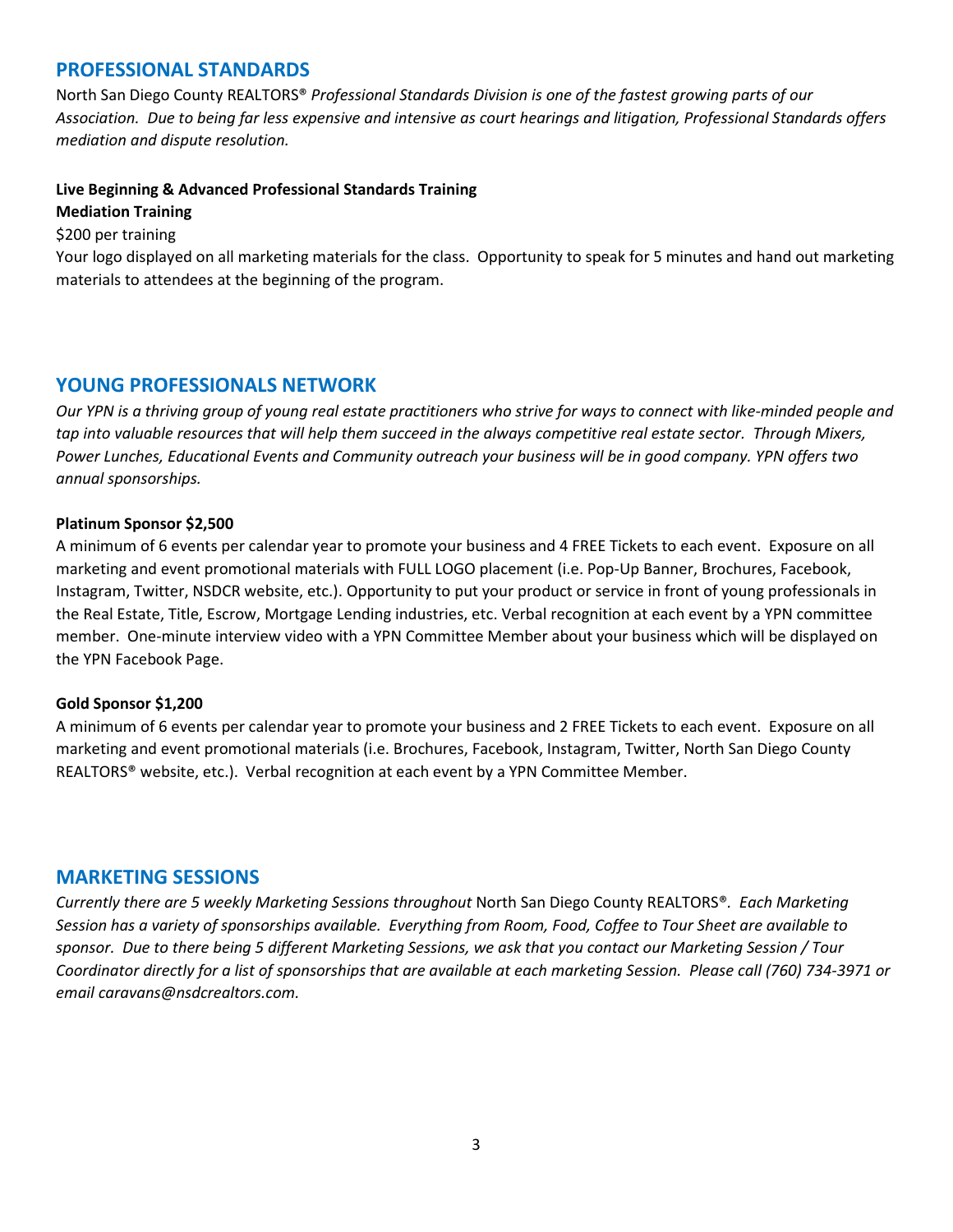## PROFESSIONAL STANDARDS

North San Diego County REALTORS® *Professional Standards Division is one of the fastest growing parts of our Association. Due to being far less expensive and intensive as court hearings and litigation, Professional Standards offers mediation and dispute resolution.*

**Live Beginning & Advanced Professional Standards Training**
**Mediation Training**
$200 per training
Your logo displayed on all marketing materials for the class. Opportunity to speak for 5 minutes and hand out marketing materials to attendees at the beginning of the program.

## YOUNG PROFESSIONALS NETWORK

*Our YPN is a thriving group of young real estate practitioners who strive for ways to connect with like-minded people and tap into valuable resources that will help them succeed in the always competitive real estate sector. Through Mixers, Power Lunches, Educational Events and Community outreach your business will be in good company. YPN offers two annual sponsorships.*

**Platinum Sponsor $2,500**
A minimum of 6 events per calendar year to promote your business and 4 FREE Tickets to each event. Exposure on all marketing and event promotional materials with FULL LOGO placement (i.e. Pop-Up Banner, Brochures, Facebook, Instagram, Twitter, NSDCR website, etc.). Opportunity to put your product or service in front of young professionals in the Real Estate, Title, Escrow, Mortgage Lending industries, etc. Verbal recognition at each event by a YPN committee member. One-minute interview video with a YPN Committee Member about your business which will be displayed on the YPN Facebook Page.

**Gold Sponsor $1,200**
A minimum of 6 events per calendar year to promote your business and 2 FREE Tickets to each event. Exposure on all marketing and event promotional materials (i.e. Brochures, Facebook, Instagram, Twitter, North San Diego County REALTORS® website, etc.). Verbal recognition at each event by a YPN Committee Member.

## MARKETING SESSIONS

*Currently there are 5 weekly Marketing Sessions throughout* North San Diego County REALTORS®*. Each Marketing Session has a variety of sponsorships available. Everything from Room, Food, Coffee to Tour Sheet are available to sponsor. Due to there being 5 different Marketing Sessions, we ask that you contact our Marketing Session / Tour Coordinator directly for a list of sponsorships that are available at each marketing Session. Please call (760) 734-3971 or email caravans@nsdcrealtors.com.*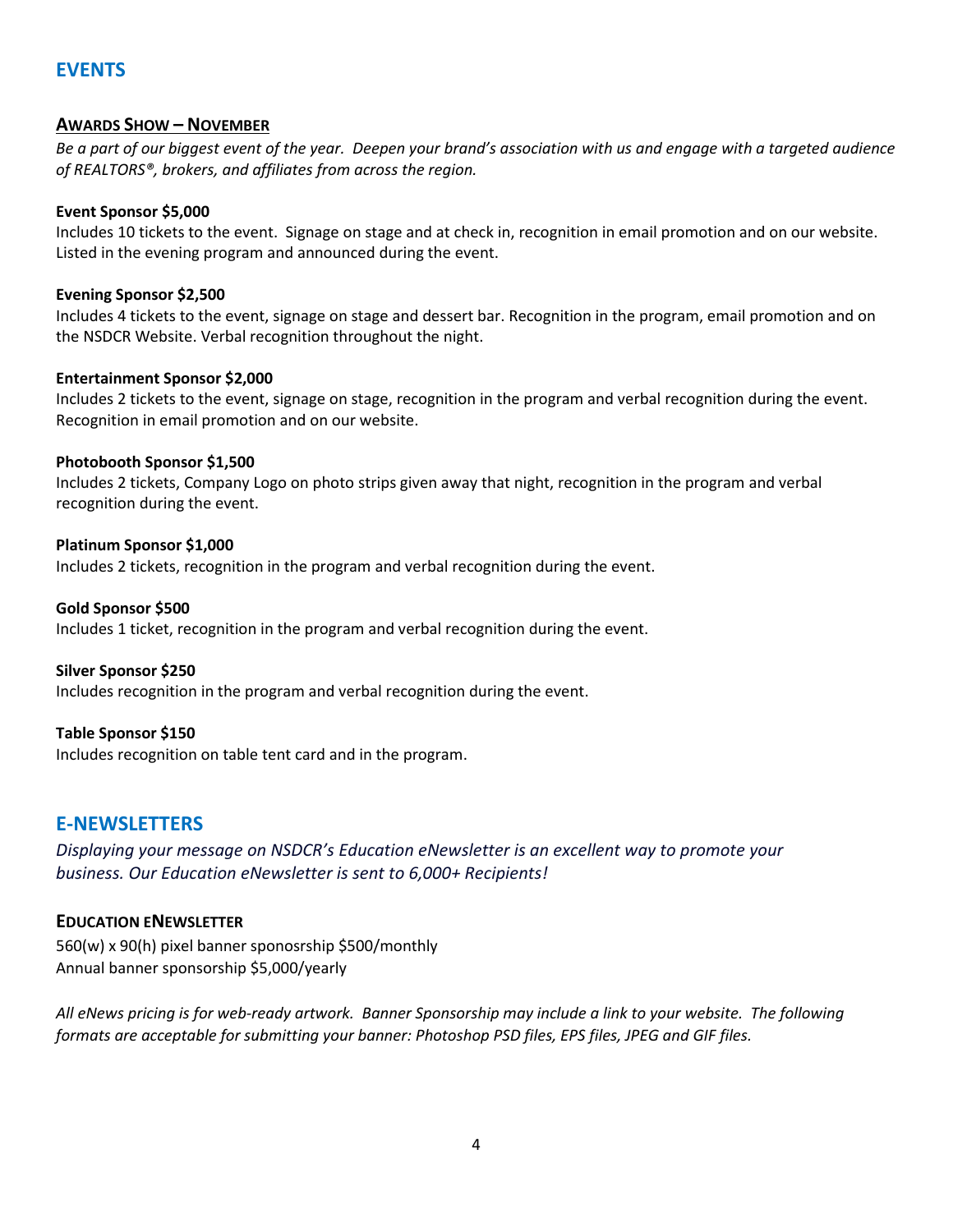## EVENTS

### AWARDS SHOW – NOVEMBER

*Be a part of our biggest event of the year. Deepen your brand's association with us and engage with a targeted audience of REALTORS®, brokers, and affiliates from across the region.*

**Event Sponsor $5,000**
Includes 10 tickets to the event. Signage on stage and at check in, recognition in email promotion and on our website. Listed in the evening program and announced during the event.

**Evening Sponsor $2,500**
Includes 4 tickets to the event, signage on stage and dessert bar. Recognition in the program, email promotion and on the NSDCR Website. Verbal recognition throughout the night.

**Entertainment Sponsor $2,000**
Includes 2 tickets to the event, signage on stage, recognition in the program and verbal recognition during the event. Recognition in email promotion and on our website.

**Photobooth Sponsor $1,500**
Includes 2 tickets, Company Logo on photo strips given away that night, recognition in the program and verbal recognition during the event.

**Platinum Sponsor $1,000**
Includes 2 tickets, recognition in the program and verbal recognition during the event.

**Gold Sponsor $500**
Includes 1 ticket, recognition in the program and verbal recognition during the event.

**Silver Sponsor $250**
Includes recognition in the program and verbal recognition during the event.

**Table Sponsor $150**
Includes recognition on table tent card and in the program.

## E-NEWSLETTERS

*Displaying your message on NSDCR's Education eNewsletter is an excellent way to promote your business. Our Education eNewsletter is sent to 6,000+ Recipients!*

### EDUCATION ENEWSLETTER

560(w) x 90(h) pixel banner sponosrship $500/monthly
Annual banner sponsorship $5,000/yearly

*All eNews pricing is for web-ready artwork. Banner Sponsorship may include a link to your website. The following formats are acceptable for submitting your banner: Photoshop PSD files, EPS files, JPEG and GIF files.*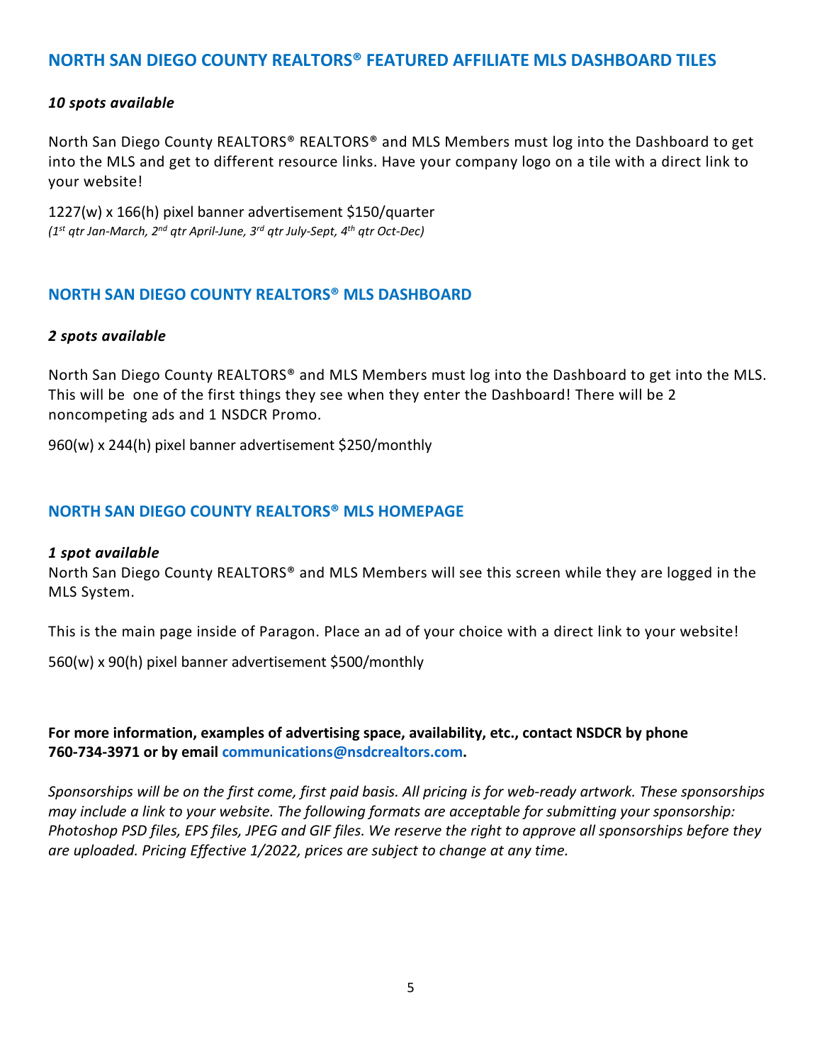## NORTH SAN DIEGO COUNTY REALTORS® FEATURED AFFILIATE MLS DASHBOARD TILES

***10 spots available***

North San Diego County REALTORS® REALTORS® and MLS Members must log into the Dashboard to get into the MLS and get to different resource links. Have your company logo on a tile with a direct link to your website!

1227(w) x 166(h) pixel banner advertisement $150/quarter
*(1st qtr Jan-March, 2nd qtr April-June, 3rd qtr July-Sept, 4th qtr Oct-Dec)*

## NORTH SAN DIEGO COUNTY REALTORS® MLS DASHBOARD

***2 spots available***

North San Diego County REALTORS® and MLS Members must log into the Dashboard to get into the MLS. This will be one of the first things they see when they enter the Dashboard! There will be 2 noncompeting ads and 1 NSDCR Promo.

960(w) x 244(h) pixel banner advertisement $250/monthly

## NORTH SAN DIEGO COUNTY REALTORS® MLS HOMEPAGE

***1 spot available***
North San Diego County REALTORS® and MLS Members will see this screen while they are logged in the MLS System.

This is the main page inside of Paragon. Place an ad of your choice with a direct link to your website!

560(w) x 90(h) pixel banner advertisement $500/monthly

**For more information, examples of advertising space, availability, etc., contact NSDCR by phone 760-734-3971 or by email communications@nsdcrealtors.com.**

*Sponsorships will be on the first come, first paid basis. All pricing is for web-ready artwork. These sponsorships may include a link to your website. The following formats are acceptable for submitting your sponsorship: Photoshop PSD files, EPS files, JPEG and GIF files. We reserve the right to approve all sponsorships before they are uploaded. Pricing Effective 1/2022, prices are subject to change at any time.*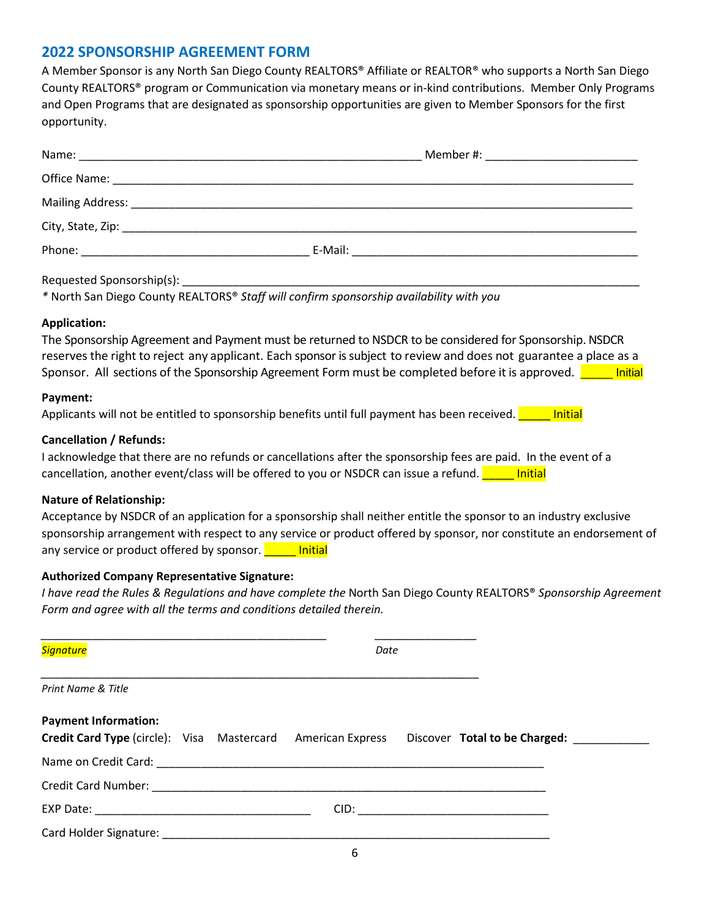## 2022 SPONSORSHIP AGREEMENT FORM

A Member Sponsor is any North San Diego County REALTORS® Affiliate or REALTOR® who supports a North San Diego County REALTORS® program or Communication via monetary means or in-kind contributions. Member Only Programs and Open Programs that are designated as sponsorship opportunities are given to Member Sponsors for the first opportunity.

Name: ______________________________________________________ Member #: _______________________

Office Name: ___________________________________________________________________________________

Mailing Address: _______________________________________________________________________________

City, State, Zip: ________________________________________________________________________________

Phone: ____________________________________ E-Mail: ______________________________________________

Requested Sponsorship(s): _______________________________________________________________________

\* North San Diego County REALTORS® *Staff will confirm sponsorship availability with you*

**Application:**
The Sponsorship Agreement and Payment must be returned to NSDCR to be considered for Sponsorship. NSDCR reserves the right to reject any applicant. Each sponsor is subject to review and does not guarantee a place as a Sponsor. All sections of the Sponsorship Agreement Form must be completed before it is approved. _____ Initial

**Payment:**
Applicants will not be entitled to sponsorship benefits until full payment has been received. _____ Initial

**Cancellation / Refunds:**
I acknowledge that there are no refunds or cancellations after the sponsorship fees are paid. In the event of a cancellation, another event/class will be offered to you or NSDCR can issue a refund. _____ Initial

**Nature of Relationship:**
Acceptance by NSDCR of an application for a sponsorship shall neither entitle the sponsor to an industry exclusive sponsorship arrangement with respect to any service or product offered by sponsor, nor constitute an endorsement of any service or product offered by sponsor. _____ Initial

**Authorized Company Representative Signature:**
*I have read the Rules & Regulations and have complete the* North San Diego County REALTORS® *Sponsorship Agreement Form and agree with all the terms and conditions detailed therein.*

_____________________________________________ ________________

*Signature* *Date*

_____________________________________________________________________

*Print Name & Title*

**Payment Information:**
**Credit Card Type** (circle): Visa Mastercard American Express Discover **Total to be Charged:** ____________

Name on Credit Card: ______________________________________________________________

Credit Card Number: ______________________________________________________________

EXP Date: __________________________________ CID: ______________________________

Card Holder Signature: ______________________________________________________________